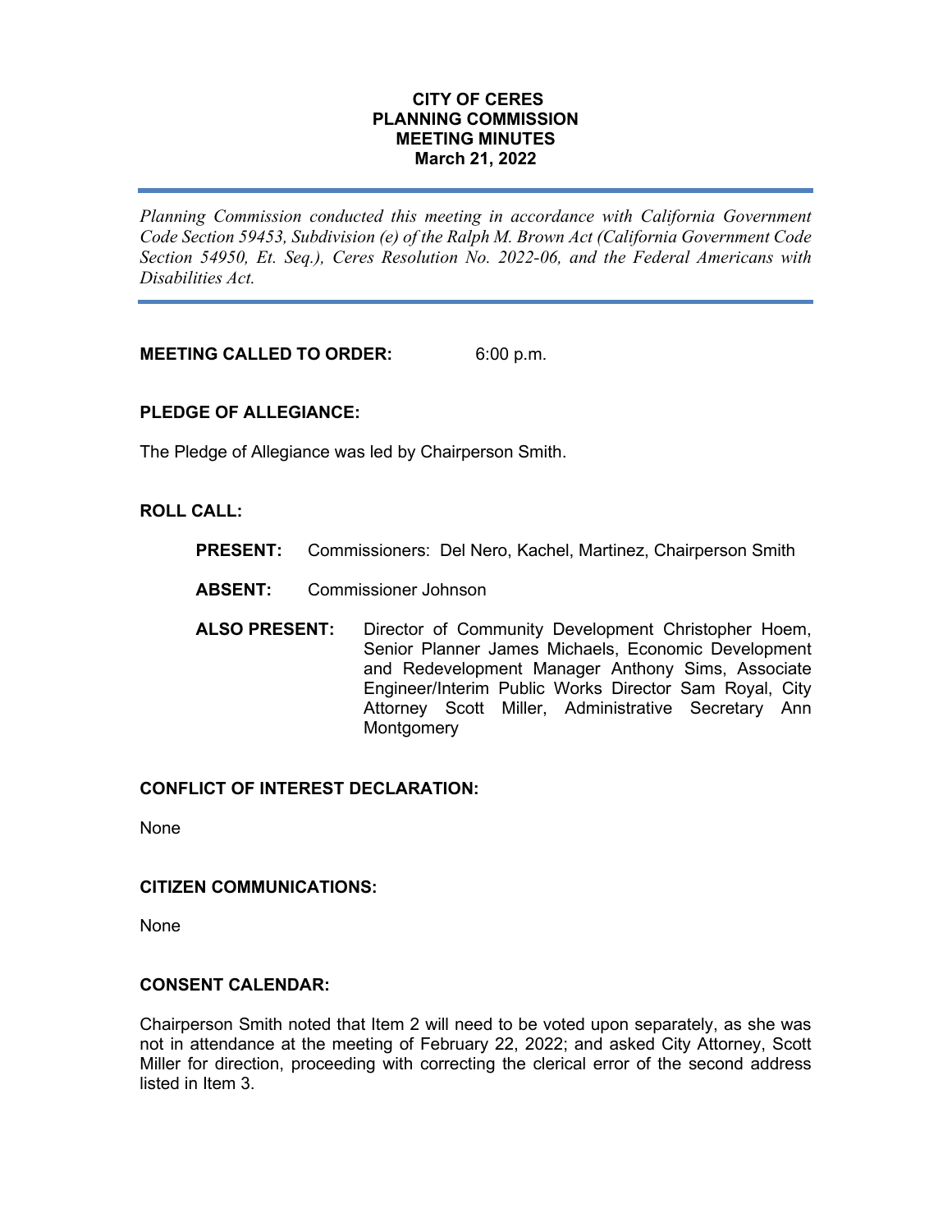# CITY OF CERES
## PLANNING COMMISSION
## MEETING MINUTES
## March 21, 2022

---

*Planning Commission conducted this meeting in accordance with California Government Code Section 59453, Subdivision (e) of the Ralph M. Brown Act (California Government Code Section 54950, Et. Seq.), Ceres Resolution No. 2022-06, and the Federal Americans with Disabilities Act.*

---

**MEETING CALLED TO ORDER:** 6:00 p.m.

**PLEDGE OF ALLEGIANCE:**

The Pledge of Allegiance was led by Chairperson Smith.

**ROLL CALL:**

**PRESENT:** Commissioners: Del Nero, Kachel, Martinez, Chairperson Smith

**ABSENT:** Commissioner Johnson

**ALSO PRESENT:** Director of Community Development Christopher Hoem, Senior Planner James Michaels, Economic Development and Redevelopment Manager Anthony Sims, Associate Engineer/Interim Public Works Director Sam Royal, City Attorney Scott Miller, Administrative Secretary Ann Montgomery

**CONFLICT OF INTEREST DECLARATION:**

None

**CITIZEN COMMUNICATIONS:**

None

**CONSENT CALENDAR:**

Chairperson Smith noted that Item 2 will need to be voted upon separately, as she was not in attendance at the meeting of February 22, 2022; and asked City Attorney, Scott Miller for direction, proceeding with correcting the clerical error of the second address listed in Item 3.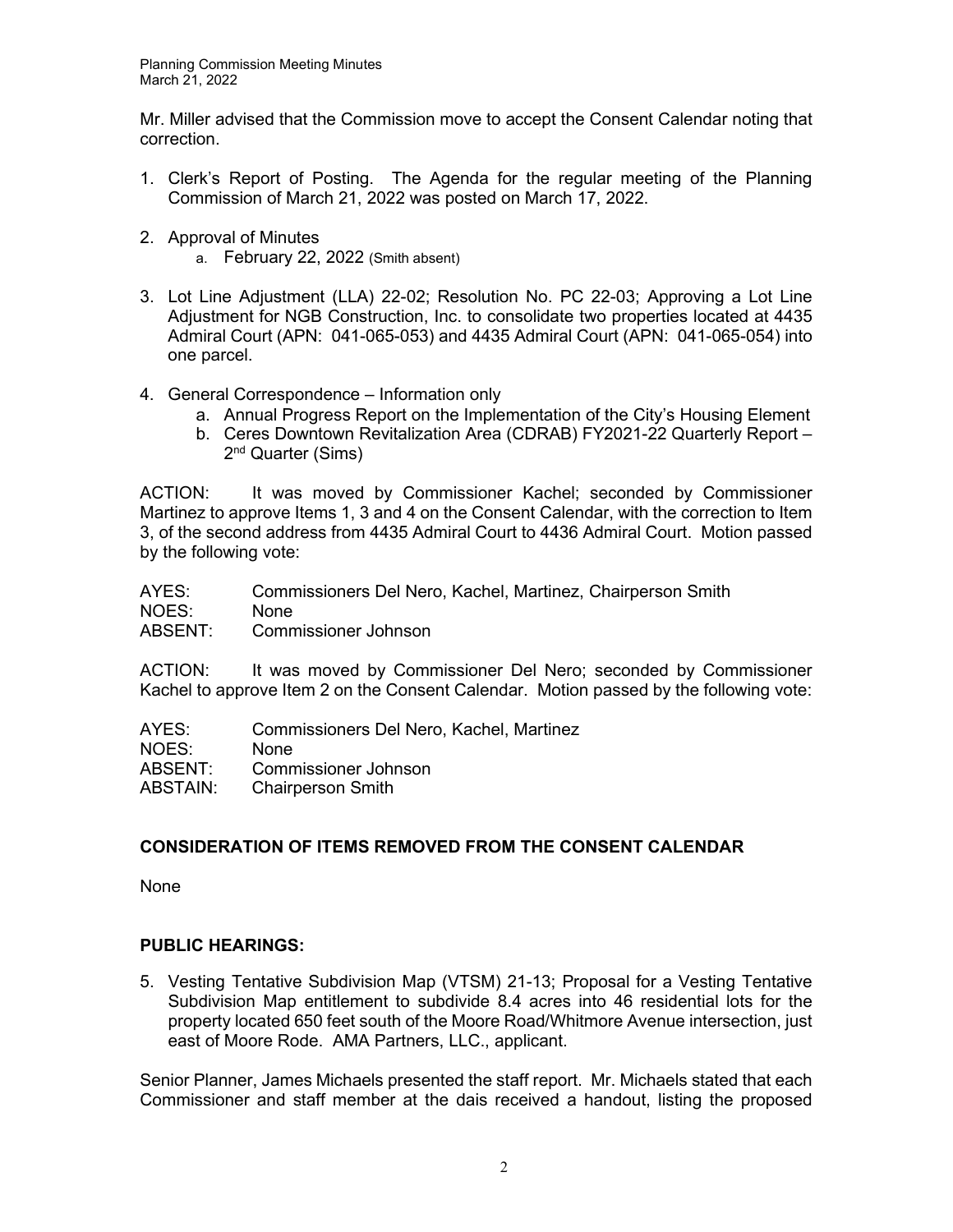Mr. Miller advised that the Commission move to accept the Consent Calendar noting that correction.

1. Clerk's Report of Posting. The Agenda for the regular meeting of the Planning Commission of March 21, 2022 was posted on March 17, 2022.

2. Approval of Minutes
   a. February 22, 2022 (Smith absent)

3. Lot Line Adjustment (LLA) 22-02; Resolution No. PC 22-03; Approving a Lot Line Adjustment for NGB Construction, Inc. to consolidate two properties located at 4435 Admiral Court (APN: 041-065-053) and 4435 Admiral Court (APN: 041-065-054) into one parcel.

4. General Correspondence – Information only
   a. Annual Progress Report on the Implementation of the City's Housing Element
   b. Ceres Downtown Revitalization Area (CDRAB) FY2021-22 Quarterly Report – 2nd Quarter (Sims)

ACTION: It was moved by Commissioner Kachel; seconded by Commissioner Martinez to approve Items 1, 3 and 4 on the Consent Calendar, with the correction to Item 3, of the second address from 4435 Admiral Court to 4436 Admiral Court. Motion passed by the following vote:

AYES: Commissioners Del Nero, Kachel, Martinez, Chairperson Smith
NOES: None
ABSENT: Commissioner Johnson

ACTION: It was moved by Commissioner Del Nero; seconded by Commissioner Kachel to approve Item 2 on the Consent Calendar. Motion passed by the following vote:

AYES: Commissioners Del Nero, Kachel, Martinez
NOES: None
ABSENT: Commissioner Johnson
ABSTAIN: Chairperson Smith

## CONSIDERATION OF ITEMS REMOVED FROM THE CONSENT CALENDAR

None

## PUBLIC HEARINGS:

5. Vesting Tentative Subdivision Map (VTSM) 21-13; Proposal for a Vesting Tentative Subdivision Map entitlement to subdivide 8.4 acres into 46 residential lots for the property located 650 feet south of the Moore Road/Whitmore Avenue intersection, just east of Moore Rode. AMA Partners, LLC., applicant.

Senior Planner, James Michaels presented the staff report. Mr. Michaels stated that each Commissioner and staff member at the dais received a handout, listing the proposed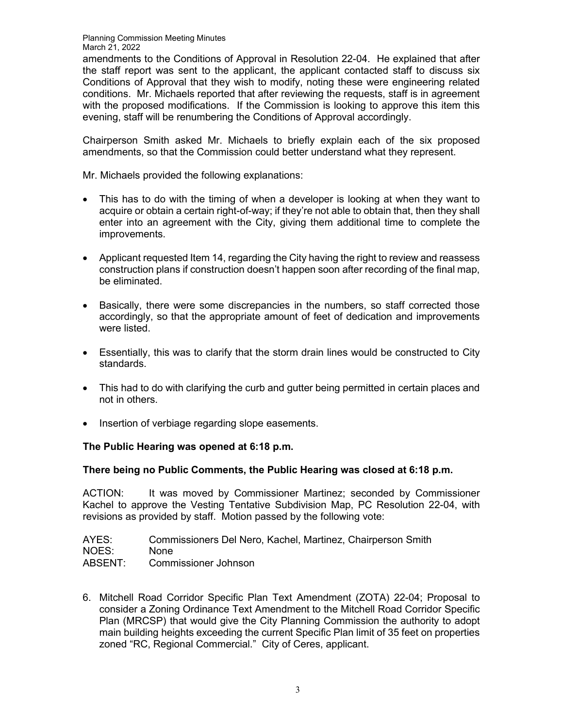amendments to the Conditions of Approval in Resolution 22-04. He explained that after the staff report was sent to the applicant, the applicant contacted staff to discuss six Conditions of Approval that they wish to modify, noting these were engineering related conditions. Mr. Michaels reported that after reviewing the requests, staff is in agreement with the proposed modifications. If the Commission is looking to approve this item this evening, staff will be renumbering the Conditions of Approval accordingly.

Chairperson Smith asked Mr. Michaels to briefly explain each of the six proposed amendments, so that the Commission could better understand what they represent.

Mr. Michaels provided the following explanations:

- This has to do with the timing of when a developer is looking at when they want to acquire or obtain a certain right-of-way; if they're not able to obtain that, then they shall enter into an agreement with the City, giving them additional time to complete the improvements.
- Applicant requested Item 14, regarding the City having the right to review and reassess construction plans if construction doesn't happen soon after recording of the final map, be eliminated.
- Basically, there were some discrepancies in the numbers, so staff corrected those accordingly, so that the appropriate amount of feet of dedication and improvements were listed.
- Essentially, this was to clarify that the storm drain lines would be constructed to City standards.
- This had to do with clarifying the curb and gutter being permitted in certain places and not in others.
- Insertion of verbiage regarding slope easements.

**The Public Hearing was opened at 6:18 p.m.**

**There being no Public Comments, the Public Hearing was closed at 6:18 p.m.**

ACTION: It was moved by Commissioner Martinez; seconded by Commissioner Kachel to approve the Vesting Tentative Subdivision Map, PC Resolution 22-04, with revisions as provided by staff. Motion passed by the following vote:

AYES: Commissioners Del Nero, Kachel, Martinez, Chairperson Smith
NOES: None
ABSENT: Commissioner Johnson

6. Mitchell Road Corridor Specific Plan Text Amendment (ZOTA) 22-04; Proposal to consider a Zoning Ordinance Text Amendment to the Mitchell Road Corridor Specific Plan (MRCSP) that would give the City Planning Commission the authority to adopt main building heights exceeding the current Specific Plan limit of 35 feet on properties zoned "RC, Regional Commercial." City of Ceres, applicant.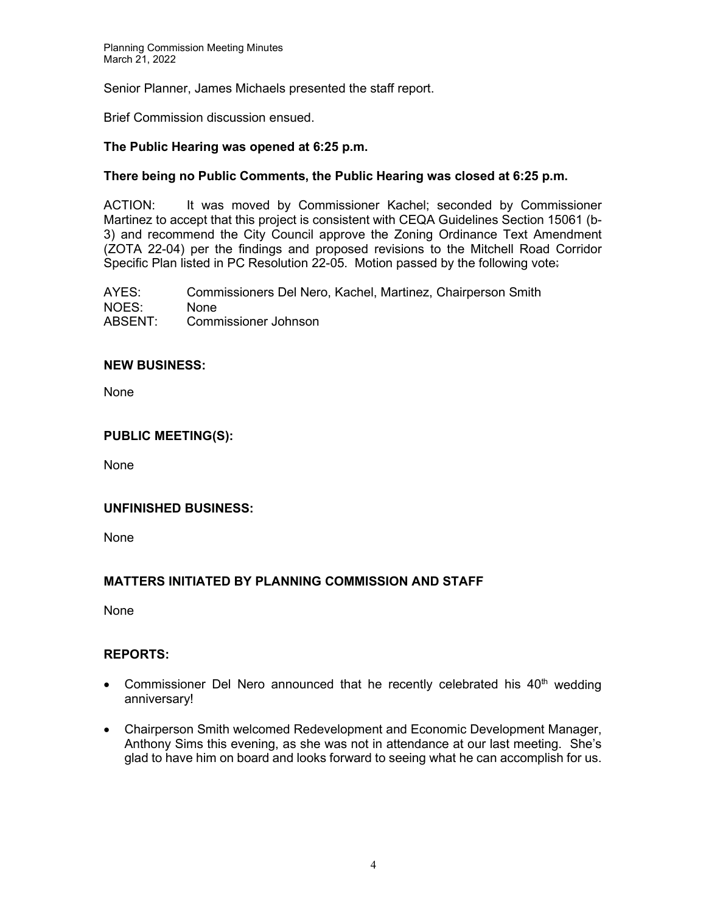Senior Planner, James Michaels presented the staff report.

Brief Commission discussion ensued.

**The Public Hearing was opened at 6:25 p.m.**

**There being no Public Comments, the Public Hearing was closed at 6:25 p.m.**

ACTION: It was moved by Commissioner Kachel; seconded by Commissioner Martinez to accept that this project is consistent with CEQA Guidelines Section 15061 (b-3) and recommend the City Council approve the Zoning Ordinance Text Amendment (ZOTA 22-04) per the findings and proposed revisions to the Mitchell Road Corridor Specific Plan listed in PC Resolution 22-05. Motion passed by the following vote:

AYES: Commissioners Del Nero, Kachel, Martinez, Chairperson Smith
NOES: None
ABSENT: Commissioner Johnson

## NEW BUSINESS:

None

## PUBLIC MEETING(S):

None

## UNFINISHED BUSINESS:

None

## MATTERS INITIATED BY PLANNING COMMISSION AND STAFF

None

## REPORTS:

- Commissioner Del Nero announced that he recently celebrated his 40th wedding anniversary!
- Chairperson Smith welcomed Redevelopment and Economic Development Manager, Anthony Sims this evening, as she was not in attendance at our last meeting. She's glad to have him on board and looks forward to seeing what he can accomplish for us.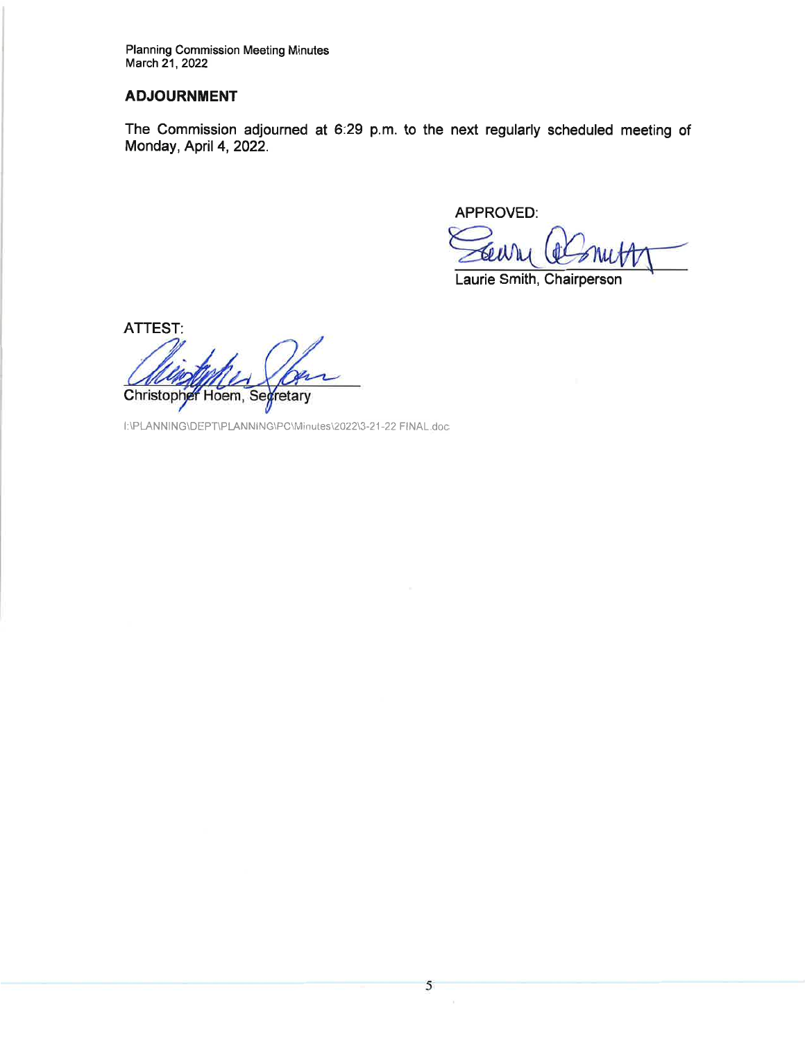## ADJOURNMENT

The Commission adjourned at 6:29 p.m. to the next regularly scheduled meeting of Monday, April 4, 2022.

APPROVED:

Laurie Smith, Chairperson

ATTEST:

Christopher Hoem, Secretary

I:\PLANNING\DEPT\PLANNING\PC\Minutes\2022\3-21-22 FINAL.doc